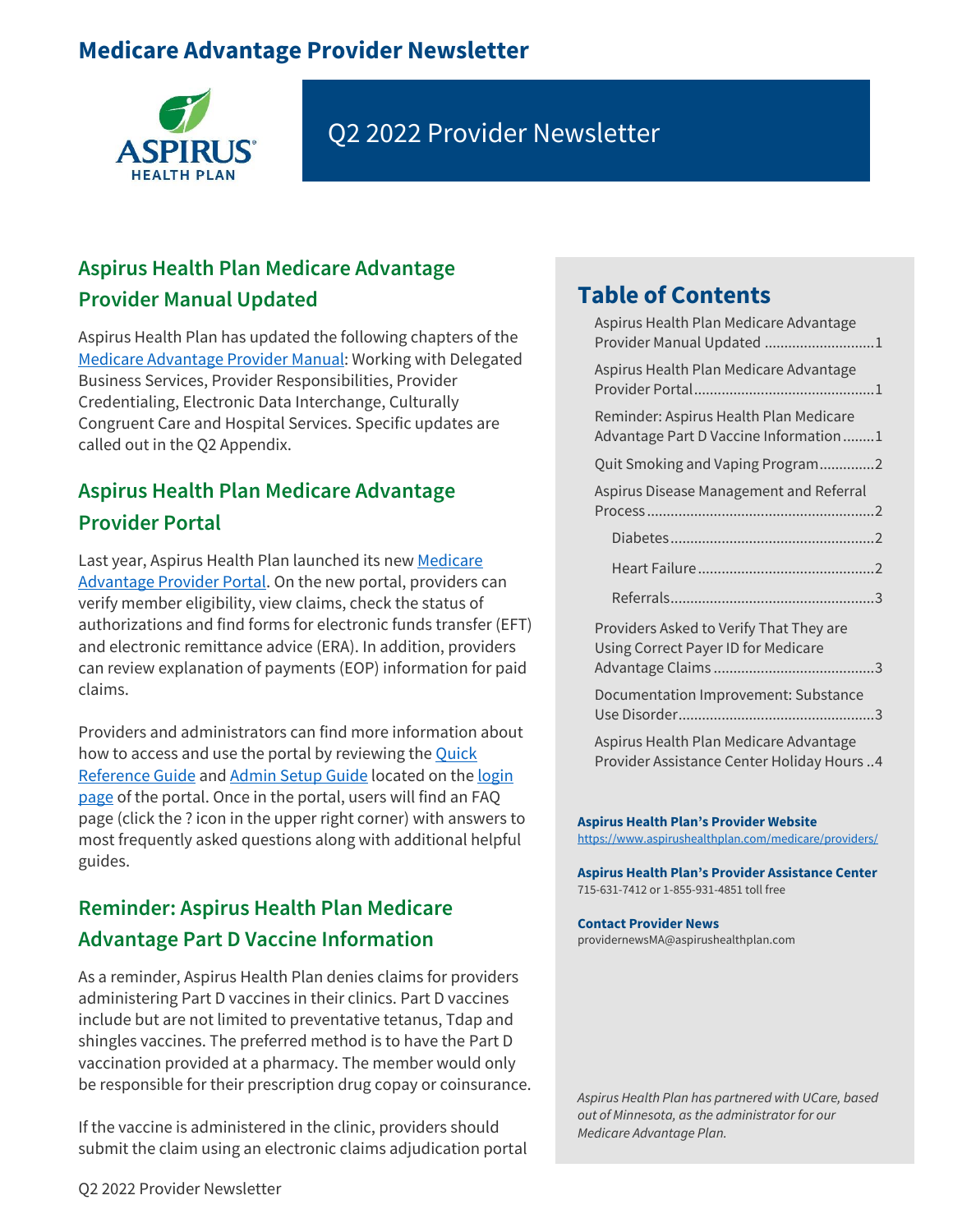# Medicare Advantage Provider Newsletter

## Q2 2022 Provider Newsletter

## Aspirus Health Plan Medicare Advantage Provider Manual Updated

Aspirus Health Plan has updated the following chapters of the Medicare Advantage Provider Manual: Working with Delegated Business Services, Provider Responsibilities, Provider Credentialing, Electronic Data Interchange, Culturally Congruent Care and Hospital Services. Specific updates are called out in the Q2 Appendix.

## Aspirus Health Plan Medicare Advantage Provider Portal

Last year, Aspirus Health Plan launched its new Medicare Advantage Provider Portal. On the new portal, providers can verify member eligibility, view claims, check the status of authorizations and find forms for electronic funds transfer (EFT) and electronic remittance advice (ERA). In addition, providers can review explanation of payments (EOP) information for paid claims.

Providers and administrators can find more information about how to access and use the portal by reviewing the Quick Reference Guide and Admin Setup Guide located on the login page of the portal. Once in the portal, users will find an FAQ page (click the ? icon in the upper right corner) with answers to most frequently asked questions along with additional helpful guides.

## Reminder: Aspirus Health Plan Medicare Advantage Part D Vaccine Information

As a reminder, Aspirus Health Plan denies claims for providers administering Part D vaccines in their clinics. Part D vaccines include but are not limited to preventative tetanus, Tdap and shingles vaccines. The preferred method is to have the Part D vaccination provided at a pharmacy. The member would only be responsible for their prescription drug copay or coinsurance.

If the vaccine is administered in the clinic, providers should submit the claim using an electronic claims adjudication portal

## Table of Contents

- Aspirus Health Plan Medicare Advantage Provider Manual Updated ............1
- Aspirus Health Plan Medicare Advantage Provider Portal ............1
- Reminder: Aspirus Health Plan Medicare Advantage Part D Vaccine Information ............1
- Quit Smoking and Vaping Program ............2
- Aspirus Disease Management and Referral Process ............2
  - Diabetes ............2
  - Heart Failure ............2
  - Referrals ............3
- Providers Asked to Verify That They are Using Correct Payer ID for Medicare Advantage Claims ............3
- Documentation Improvement: Substance Use Disorder ............3
- Aspirus Health Plan Medicare Advantage Provider Assistance Center Holiday Hours ..4

**Aspirus Health Plan's Provider Website**
https://www.aspirushealthplan.com/medicare/providers/

**Aspirus Health Plan's Provider Assistance Center**
715-631-7412 or 1-855-931-4851 toll free

**Contact Provider News**
providernewsMA@aspirushealthplan.com

*Aspirus Health Plan has partnered with UCare, based out of Minnesota, as the administrator for our Medicare Advantage Plan.*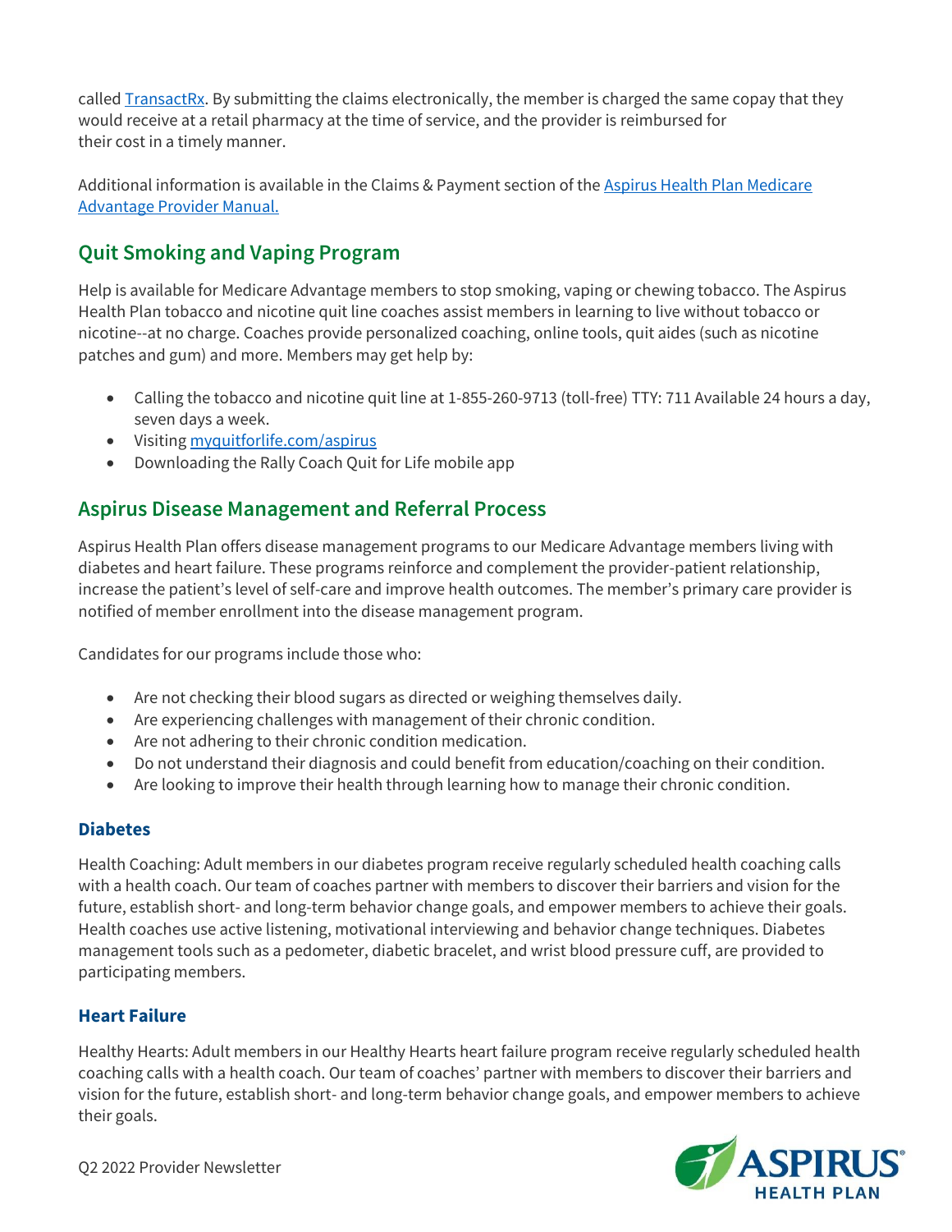called [TransactRx](). By submitting the claims electronically, the member is charged the same copay that they would receive at a retail pharmacy at the time of service, and the provider is reimbursed for their cost in a timely manner.

Additional information is available in the Claims & Payment section of the [Aspirus Health Plan Medicare Advantage Provider Manual.]()

## Quit Smoking and Vaping Program

Help is available for Medicare Advantage members to stop smoking, vaping or chewing tobacco. The Aspirus Health Plan tobacco and nicotine quit line coaches assist members in learning to live without tobacco or nicotine--at no charge. Coaches provide personalized coaching, online tools, quit aides (such as nicotine patches and gum) and more. Members may get help by:

- Calling the tobacco and nicotine quit line at 1-855-260-9713 (toll-free) TTY: 711 Available 24 hours a day, seven days a week.
- Visiting [myquitforlife.com/aspirus]()
- Downloading the Rally Coach Quit for Life mobile app

## Aspirus Disease Management and Referral Process

Aspirus Health Plan offers disease management programs to our Medicare Advantage members living with diabetes and heart failure. These programs reinforce and complement the provider-patient relationship, increase the patient's level of self-care and improve health outcomes. The member's primary care provider is notified of member enrollment into the disease management program.

Candidates for our programs include those who:

- Are not checking their blood sugars as directed or weighing themselves daily.
- Are experiencing challenges with management of their chronic condition.
- Are not adhering to their chronic condition medication.
- Do not understand their diagnosis and could benefit from education/coaching on their condition.
- Are looking to improve their health through learning how to manage their chronic condition.

### Diabetes

Health Coaching: Adult members in our diabetes program receive regularly scheduled health coaching calls with a health coach. Our team of coaches partner with members to discover their barriers and vision for the future, establish short- and long-term behavior change goals, and empower members to achieve their goals. Health coaches use active listening, motivational interviewing and behavior change techniques. Diabetes management tools such as a pedometer, diabetic bracelet, and wrist blood pressure cuff, are provided to participating members.

### Heart Failure

Healthy Hearts: Adult members in our Healthy Hearts heart failure program receive regularly scheduled health coaching calls with a health coach. Our team of coaches' partner with members to discover their barriers and vision for the future, establish short- and long-term behavior change goals, and empower members to achieve their goals.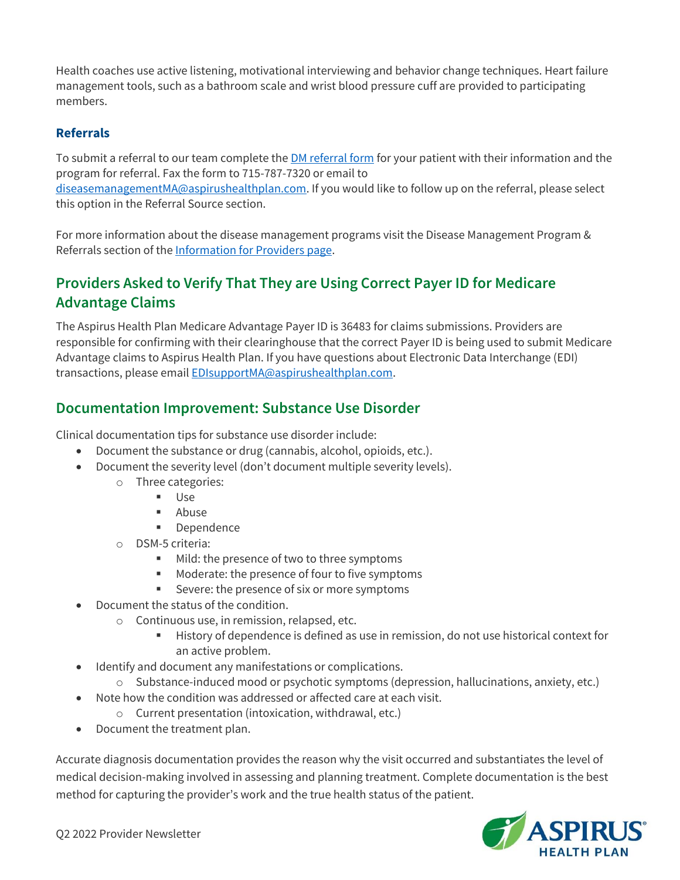Health coaches use active listening, motivational interviewing and behavior change techniques. Heart failure management tools, such as a bathroom scale and wrist blood pressure cuff are provided to participating members.

### Referrals

To submit a referral to our team complete the DM referral form for your patient with their information and the program for referral. Fax the form to 715-787-7320 or email to diseasemanagementMA@aspirushealthplan.com. If you would like to follow up on the referral, please select this option in the Referral Source section.

For more information about the disease management programs visit the Disease Management Program & Referrals section of the Information for Providers page.

## Providers Asked to Verify That They are Using Correct Payer ID for Medicare Advantage Claims

The Aspirus Health Plan Medicare Advantage Payer ID is 36483 for claims submissions. Providers are responsible for confirming with their clearinghouse that the correct Payer ID is being used to submit Medicare Advantage claims to Aspirus Health Plan. If you have questions about Electronic Data Interchange (EDI) transactions, please email EDIsupportMA@aspirushealthplan.com.

## Documentation Improvement: Substance Use Disorder

Clinical documentation tips for substance use disorder include:

- Document the substance or drug (cannabis, alcohol, opioids, etc.).
- Document the severity level (don't document multiple severity levels).
  - Three categories:
    - Use
    - Abuse
    - Dependence
  - DSM-5 criteria:
    - Mild: the presence of two to three symptoms
    - Moderate: the presence of four to five symptoms
    - Severe: the presence of six or more symptoms
- Document the status of the condition.
  - Continuous use, in remission, relapsed, etc.
    - History of dependence is defined as use in remission, do not use historical context for an active problem.
- Identify and document any manifestations or complications.
  - Substance-induced mood or psychotic symptoms (depression, hallucinations, anxiety, etc.)
- Note how the condition was addressed or affected care at each visit.
  - Current presentation (intoxication, withdrawal, etc.)
- Document the treatment plan.

Accurate diagnosis documentation provides the reason why the visit occurred and substantiates the level of medical decision-making involved in assessing and planning treatment. Complete documentation is the best method for capturing the provider's work and the true health status of the patient.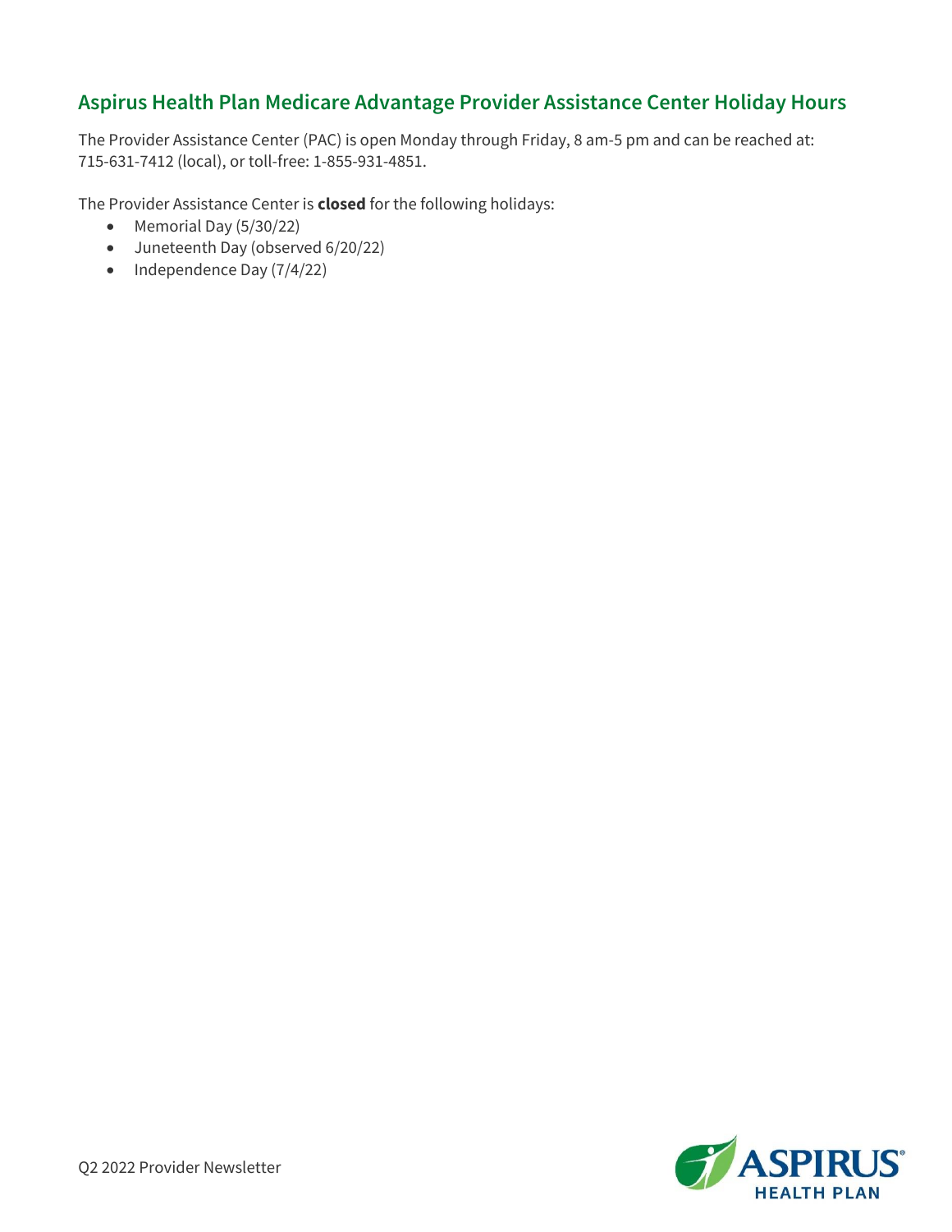## Aspirus Health Plan Medicare Advantage Provider Assistance Center Holiday Hours

The Provider Assistance Center (PAC) is open Monday through Friday, 8 am-5 pm and can be reached at: 715-631-7412 (local), or toll-free: 1-855-931-4851.

The Provider Assistance Center is **closed** for the following holidays:

- Memorial Day (5/30/22)
- Juneteenth Day (observed 6/20/22)
- Independence Day (7/4/22)